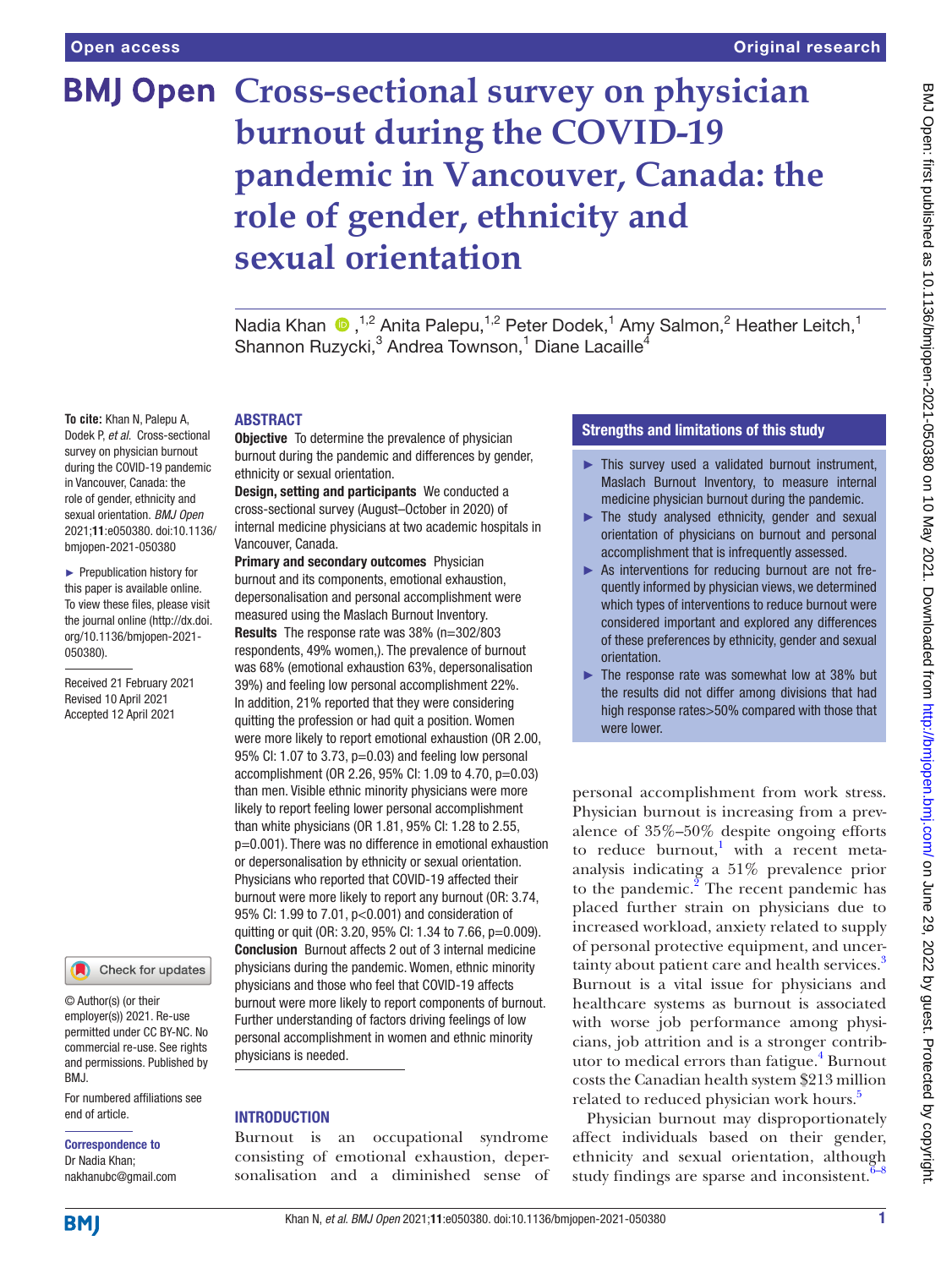Open access

Original research

# Cross-sectional survey on physician burnout during the COVID-19 pandemic in Vancouver, Canada: the role of gender, ethnicity and sexual orientation

Nadia Khan ,[1,2] Anita Palepu,[1,2] Peter Dodek,[1] Amy Salmon,[2] Heather Leitch,[1] Shannon Ruzycki,[3] Andrea Townson,[1] Diane Lacaille[4]

**To cite:** Khan N, Palepu A, Dodek P, *et al*. Cross-sectional survey on physician burnout during the COVID-19 pandemic in Vancouver, Canada: the role of gender, ethnicity and sexual orientation. *BMJ Open* 2021;**11**:e050380. doi:10.1136/bmjopen-2021-050380

► Prepublication history for this paper is available online. To view these files, please visit the journal online (http://dx.doi.org/10.1136/bmjopen-2021-050380).

Received 21 February 2021
Revised 10 April 2021
Accepted 12 April 2021

© Author(s) (or their employer(s)) 2021. Re-use permitted under CC BY-NC. No commercial re-use. See rights and permissions. Published by BMJ.

For numbered affiliations see end of article.

**Correspondence to**
Dr Nadia Khan;
nakhanubc@gmail.com

## ABSTRACT

**Objective** To determine the prevalence of physician burnout during the pandemic and differences by gender, ethnicity or sexual orientation.

**Design, setting and participants** We conducted a cross-sectional survey (August–October in 2020) of internal medicine physicians at two academic hospitals in Vancouver, Canada.

**Primary and secondary outcomes** Physician burnout and its components, emotional exhaustion, depersonalisation and personal accomplishment were measured using the Maslach Burnout Inventory.

**Results** The response rate was 38% (n=302/803 respondents, 49% women,). The prevalence of burnout was 68% (emotional exhaustion 63%, depersonalisation 39%) and feeling low personal accomplishment 22%. In addition, 21% reported that they were considering quitting the profession or had quit a position. Women were more likely to report emotional exhaustion (OR 2.00, 95% CI: 1.07 to 3.73, p=0.03) and feeling low personal accomplishment (OR 2.26, 95% CI: 1.09 to 4.70, p=0.03) than men. Visible ethnic minority physicians were more likely to report feeling lower personal accomplishment than white physicians (OR 1.81, 95% CI: 1.28 to 2.55, p=0.001). There was no difference in emotional exhaustion or depersonalisation by ethnicity or sexual orientation. Physicians who reported that COVID-19 affected their burnout were more likely to report any burnout (OR: 3.74, 95% CI: 1.99 to 7.01, p<0.001) and consideration of quitting or quit (OR: 3.20, 95% CI: 1.34 to 7.66, p=0.009).

**Conclusion** Burnout affects 2 out of 3 internal medicine physicians during the pandemic. Women, ethnic minority physicians and those who feel that COVID-19 affects burnout were more likely to report components of burnout. Further understanding of factors driving feelings of low personal accomplishment in women and ethnic minority physicians is needed.

### Strengths and limitations of this study

- ► This survey used a validated burnout instrument, Maslach Burnout Inventory, to measure internal medicine physician burnout during the pandemic.
- ► The study analysed ethnicity, gender and sexual orientation of physicians on burnout and personal accomplishment that is infrequently assessed.
- ► As interventions for reducing burnout are not frequently informed by physician views, we determined which types of interventions to reduce burnout were considered important and explored any differences of these preferences by ethnicity, gender and sexual orientation.
- ► The response rate was somewhat low at 38% but the results did not differ among divisions that had high response rates>50% compared with those that were lower.

## INTRODUCTION

Burnout is an occupational syndrome consisting of emotional exhaustion, depersonalisation and a diminished sense of personal accomplishment from work stress. Physician burnout is increasing from a prevalence of 35%–50% despite ongoing efforts to reduce burnout,[1] with a recent meta-analysis indicating a 51% prevalence prior to the pandemic.[2] The recent pandemic has placed further strain on physicians due to increased workload, anxiety related to supply of personal protective equipment, and uncertainty about patient care and health services.[3] Burnout is a vital issue for physicians and healthcare systems as burnout is associated with worse job performance among physicians, job attrition and is a stronger contributor to medical errors than fatigue.[4] Burnout costs the Canadian health system $213 million related to reduced physician work hours.[5]

Physician burnout may disproportionately affect individuals based on their gender, ethnicity and sexual orientation, although study findings are sparse and inconsistent.[6–8]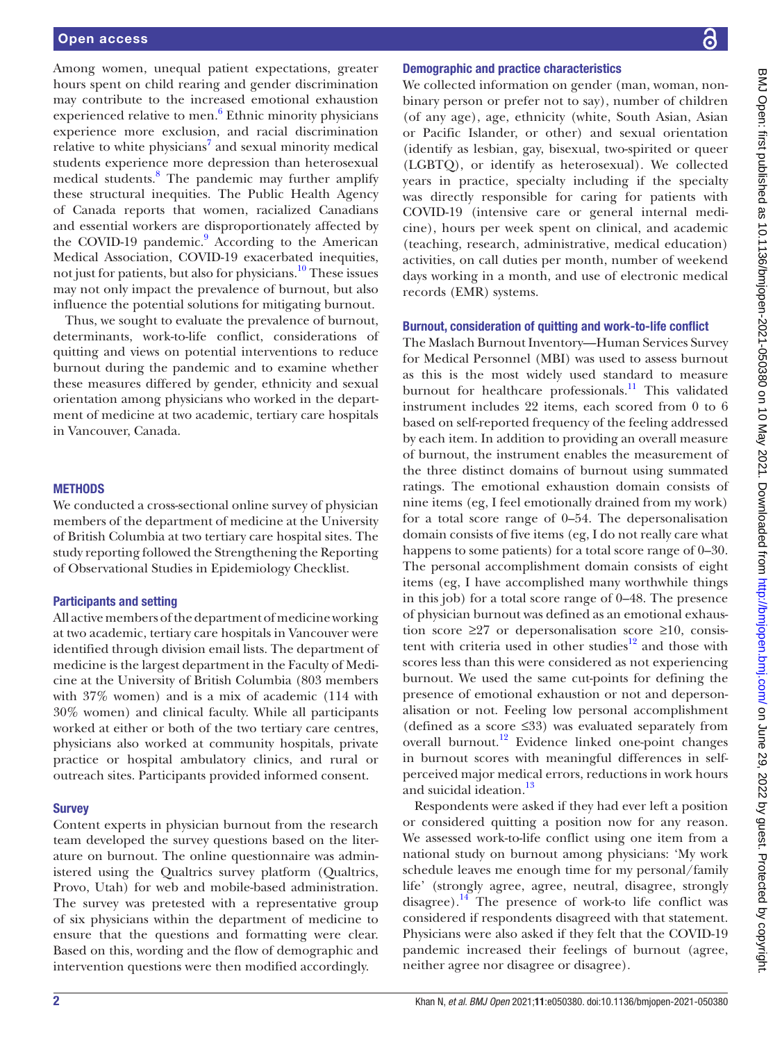Among women, unequal patient expectations, greater hours spent on child rearing and gender discrimination may contribute to the increased emotional exhaustion experienced relative to men.[6] Ethnic minority physicians experience more exclusion, and racial discrimination relative to white physicians[7] and sexual minority medical students experience more depression than heterosexual medical students.[8] The pandemic may further amplify these structural inequities. The Public Health Agency of Canada reports that women, racialized Canadians and essential workers are disproportionately affected by the COVID-19 pandemic.[9] According to the American Medical Association, COVID-19 exacerbated inequities, not just for patients, but also for physicians.[10] These issues may not only impact the prevalence of burnout, but also influence the potential solutions for mitigating burnout.

Thus, we sought to evaluate the prevalence of burnout, determinants, work-to-life conflict, considerations of quitting and views on potential interventions to reduce burnout during the pandemic and to examine whether these measures differed by gender, ethnicity and sexual orientation among physicians who worked in the department of medicine at two academic, tertiary care hospitals in Vancouver, Canada.

## METHODS

We conducted a cross-sectional online survey of physician members of the department of medicine at the University of British Columbia at two tertiary care hospital sites. The study reporting followed the Strengthening the Reporting of Observational Studies in Epidemiology Checklist.

### Participants and setting

All active members of the department of medicine working at two academic, tertiary care hospitals in Vancouver were identified through division email lists. The department of medicine is the largest department in the Faculty of Medicine at the University of British Columbia (803 members with 37% women) and is a mix of academic (114 with 30% women) and clinical faculty. While all participants worked at either or both of the two tertiary care centres, physicians also worked at community hospitals, private practice or hospital ambulatory clinics, and rural or outreach sites. Participants provided informed consent.

### Survey

Content experts in physician burnout from the research team developed the survey questions based on the literature on burnout. The online questionnaire was administered using the Qualtrics survey platform (Qualtrics, Provo, Utah) for web and mobile-based administration. The survey was pretested with a representative group of six physicians within the department of medicine to ensure that the questions and formatting were clear. Based on this, wording and the flow of demographic and intervention questions were then modified accordingly.

### Demographic and practice characteristics

We collected information on gender (man, woman, non-binary person or prefer not to say), number of children (of any age), age, ethnicity (white, South Asian, Asian or Pacific Islander, or other) and sexual orientation (identify as lesbian, gay, bisexual, two-spirited or queer (LGBTQ), or identify as heterosexual). We collected years in practice, specialty including if the specialty was directly responsible for caring for patients with COVID-19 (intensive care or general internal medicine), hours per week spent on clinical, and academic (teaching, research, administrative, medical education) activities, on call duties per month, number of weekend days working in a month, and use of electronic medical records (EMR) systems.

### Burnout, consideration of quitting and work-to-life conflict

The Maslach Burnout Inventory—Human Services Survey for Medical Personnel (MBI) was used to assess burnout as this is the most widely used standard to measure burnout for healthcare professionals.[11] This validated instrument includes 22 items, each scored from 0 to 6 based on self-reported frequency of the feeling addressed by each item. In addition to providing an overall measure of burnout, the instrument enables the measurement of the three distinct domains of burnout using summated ratings. The emotional exhaustion domain consists of nine items (eg, I feel emotionally drained from my work) for a total score range of 0–54. The depersonalisation domain consists of five items (eg, I do not really care what happens to some patients) for a total score range of 0–30. The personal accomplishment domain consists of eight items (eg, I have accomplished many worthwhile things in this job) for a total score range of 0–48. The presence of physician burnout was defined as an emotional exhaustion score $\geq$27 or depersonalisation score $\geq$10, consistent with criteria used in other studies[12] and those with scores less than this were considered as not experiencing burnout. We used the same cut-points for defining the presence of emotional exhaustion or not and depersonalisation or not. Feeling low personal accomplishment (defined as a score $\leq$33) was evaluated separately from overall burnout.[12] Evidence linked one-point changes in burnout scores with meaningful differences in self-perceived major medical errors, reductions in work hours and suicidal ideation.[13]

Respondents were asked if they had ever left a position or considered quitting a position now for any reason. We assessed work-to-life conflict using one item from a national study on burnout among physicians: 'My work schedule leaves me enough time for my personal/family life' (strongly agree, agree, neutral, disagree, strongly disagree).[14] The presence of work-to life conflict was considered if respondents disagreed with that statement. Physicians were also asked if they felt that the COVID-19 pandemic increased their feelings of burnout (agree, neither agree nor disagree or disagree).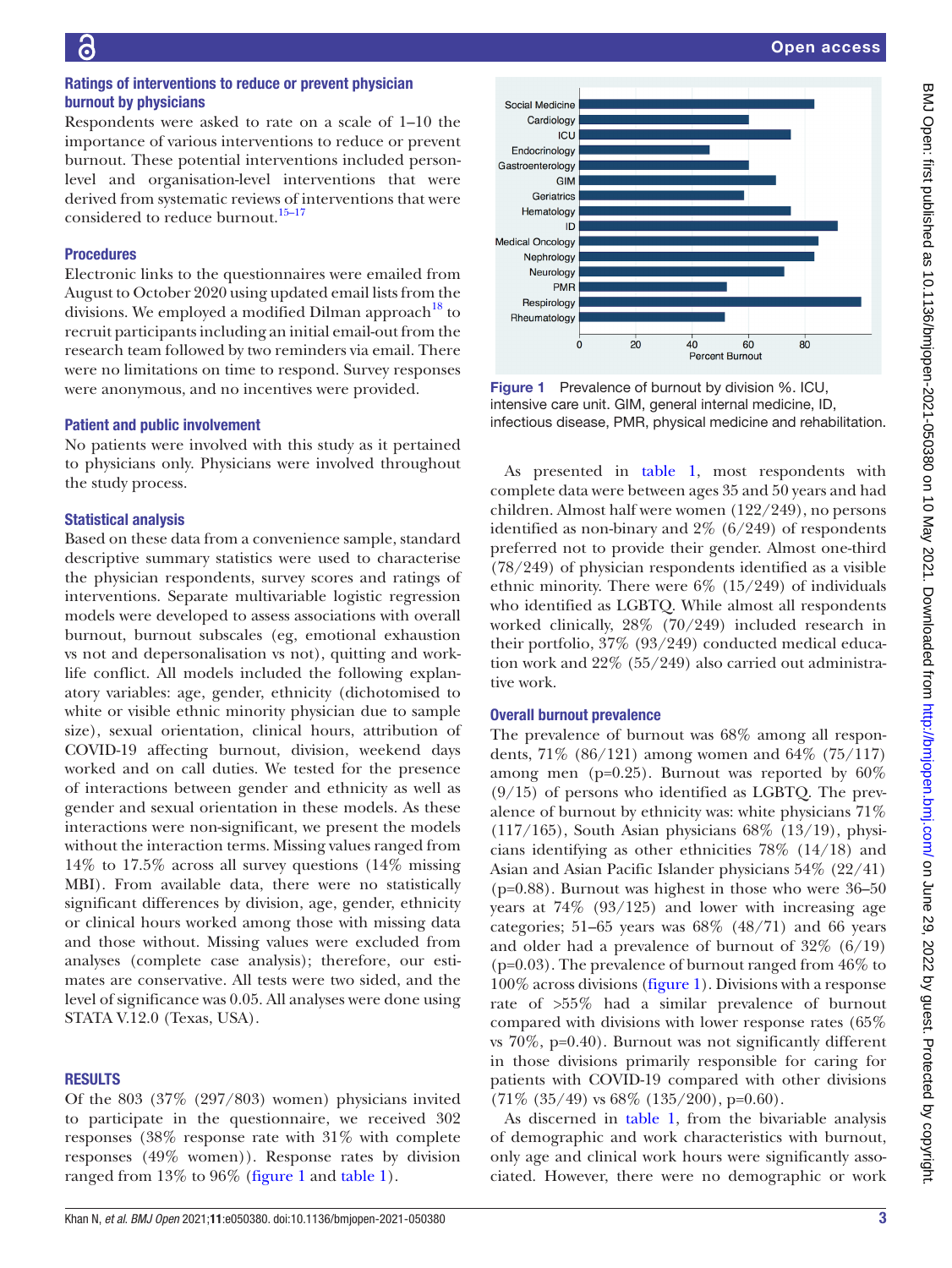### Ratings of interventions to reduce or prevent physician burnout by physicians

Respondents were asked to rate on a scale of 1–10 the importance of various interventions to reduce or prevent burnout. These potential interventions included person-level and organisation-level interventions that were derived from systematic reviews of interventions that were considered to reduce burnout.[15–17]

### Procedures

Electronic links to the questionnaires were emailed from August to October 2020 using updated email lists from the divisions. We employed a modified Dilman approach[18] to recruit participants including an initial email-out from the research team followed by two reminders via email. There were no limitations on time to respond. Survey responses were anonymous, and no incentives were provided.

### Patient and public involvement

No patients were involved with this study as it pertained to physicians only. Physicians were involved throughout the study process.

### Statistical analysis

Based on these data from a convenience sample, standard descriptive summary statistics were used to characterise the physician respondents, survey scores and ratings of interventions. Separate multivariable logistic regression models were developed to assess associations with overall burnout, burnout subscales (eg, emotional exhaustion vs not and depersonalisation vs not), quitting and work-life conflict. All models included the following explanatory variables: age, gender, ethnicity (dichotomised to white or visible ethnic minority physician due to sample size), sexual orientation, clinical hours, attribution of COVID-19 affecting burnout, division, weekend days worked and on call duties. We tested for the presence of interactions between gender and ethnicity as well as gender and sexual orientation in these models. As these interactions were non-significant, we present the models without the interaction terms. Missing values ranged from 14% to 17.5% across all survey questions (14% missing MBI). From available data, there were no statistically significant differences by division, age, gender, ethnicity or clinical hours worked among those with missing data and those without. Missing values were excluded from analyses (complete case analysis); therefore, our estimates are conservative. All tests were two sided, and the level of significance was 0.05. All analyses were done using STATA V.12.0 (Texas, USA).

## RESULTS

Of the 803 (37% (297/803) women) physicians invited to participate in the questionnaire, we received 302 responses (38% response rate with 31% with complete responses (49% women)). Response rates by division ranged from 13% to 96% (figure 1 and table 1).

Figure 1 Prevalence of burnout by division %. ICU, intensive care unit. GIM, general internal medicine, ID, infectious disease, PMR, physical medicine and rehabilitation.

As presented in table 1, most respondents with complete data were between ages 35 and 50 years and had children. Almost half were women (122/249), no persons identified as non-binary and 2% (6/249) of respondents preferred not to provide their gender. Almost one-third (78/249) of physician respondents identified as a visible ethnic minority. There were 6% (15/249) of individuals who identified as LGBTQ. While almost all respondents worked clinically, 28% (70/249) included research in their portfolio, 37% (93/249) conducted medical education work and 22% (55/249) also carried out administrative work.

### Overall burnout prevalence

The prevalence of burnout was 68% among all respondents, 71% (86/121) among women and 64% (75/117) among men (p=0.25). Burnout was reported by 60% (9/15) of persons who identified as LGBTQ. The prevalence of burnout by ethnicity was: white physicians 71% (117/165), South Asian physicians 68% (13/19), physicians identifying as other ethnicities 78% (14/18) and Asian and Asian Pacific Islander physicians 54% (22/41) (p=0.88). Burnout was highest in those who were 36–50 years at 74% (93/125) and lower with increasing age categories; 51–65 years was 68% (48/71) and 66 years and older had a prevalence of burnout of 32% (6/19) (p=0.03). The prevalence of burnout ranged from 46% to 100% across divisions (figure 1). Divisions with a response rate of >55% had a similar prevalence of burnout compared with divisions with lower response rates (65% vs 70%, p=0.40). Burnout was not significantly different in those divisions primarily responsible for caring for patients with COVID-19 compared with other divisions (71% (35/49) vs 68% (135/200), p=0.60).

As discerned in table 1, from the bivariable analysis of demographic and work characteristics with burnout, only age and clinical work hours were significantly associated. However, there were no demographic or work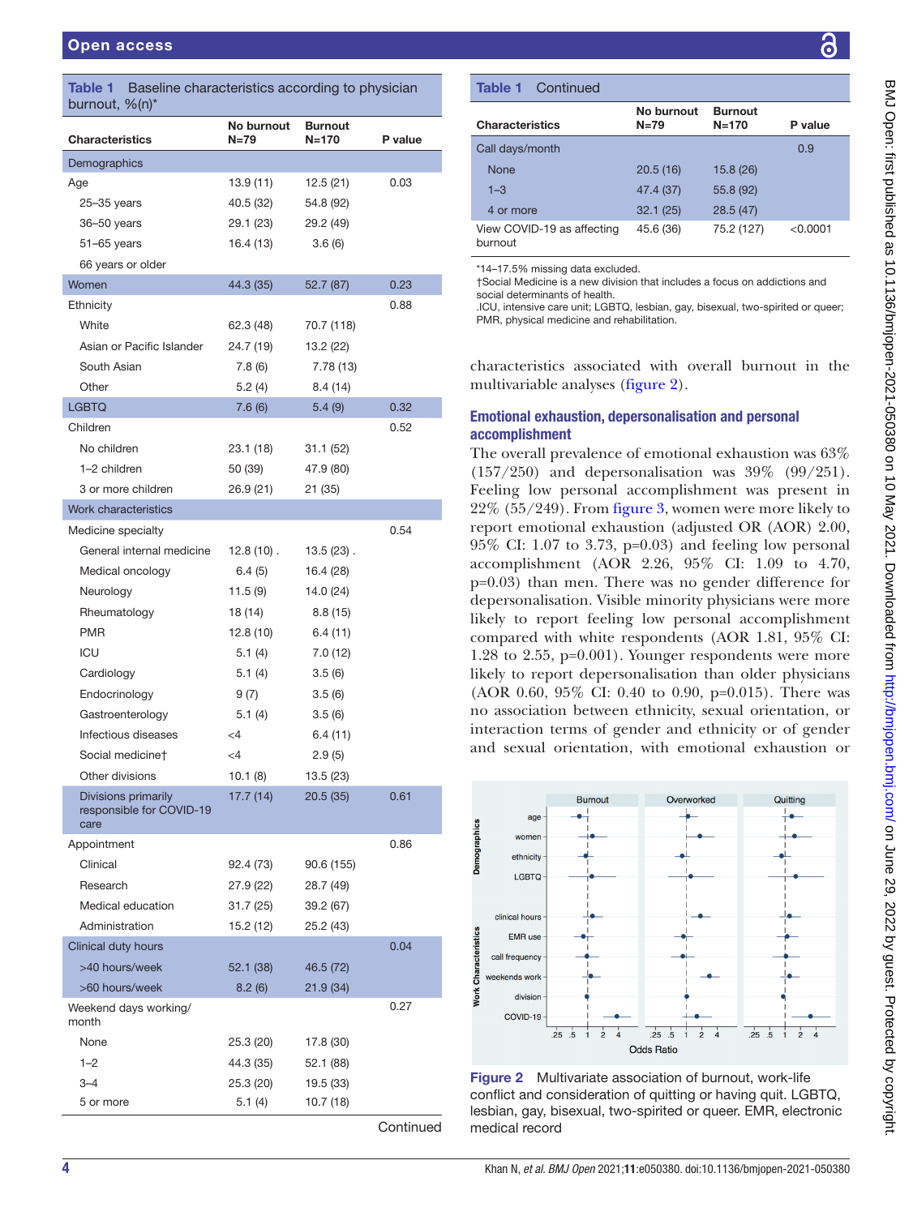**Table 1** Baseline characteristics according to physician burnout, %(n)*

| Characteristics | No burnout N=79 | Burnout N=170 | P value |
|---|---|---|---|
| **Demographics** | | | |
| Age | 13.9 (11) | 12.5 (21) | 0.03 |
| 25–35 years | 40.5 (32) | 54.8 (92) | |
| 36–50 years | 29.1 (23) | 29.2 (49) | |
| 51–65 years | 16.4 (13) | 3.6 (6) | |
| 66 years or older | | | |
| Women | 44.3 (35) | 52.7 (87) | 0.23 |
| Ethnicity | | | 0.88 |
| White | 62.3 (48) | 70.7 (118) | |
| Asian or Pacific Islander | 24.7 (19) | 13.2 (22) | |
| South Asian | 7.8 (6) | 7.78 (13) | |
| Other | 5.2 (4) | 8.4 (14) | |
| LGBTQ | 7.6 (6) | 5.4 (9) | 0.32 |
| Children | | | 0.52 |
| No children | 23.1 (18) | 31.1 (52) | |
| 1–2 children | 50 (39) | 47.9 (80) | |
| 3 or more children | 26.9 (21) | 21 (35) | |
| **Work characteristics** | | | |
| Medicine specialty | | | 0.54 |
| General internal medicine | 12.8 (10) . | 13.5 (23) . | |
| Medical oncology | 6.4 (5) | 16.4 (28) | |
| Neurology | 11.5 (9) | 14.0 (24) | |
| Rheumatology | 18 (14) | 8.8 (15) | |
| PMR | 12.8 (10) | 6.4 (11) | |
| ICU | 5.1 (4) | 7.0 (12) | |
| Cardiology | 5.1 (4) | 3.5 (6) | |
| Endocrinology | 9 (7) | 3.5 (6) | |
| Gastroenterology | 5.1 (4) | 3.5 (6) | |
| Infectious diseases | <4 | 6.4 (11) | |
| Social medicine† | <4 | 2.9 (5) | |
| Other divisions | 10.1 (8) | 13.5 (23) | |
| Divisions primarily responsible for COVID-19 care | 17.7 (14) | 20.5 (35) | 0.61 |
| Appointment | | | 0.86 |
| Clinical | 92.4 (73) | 90.6 (155) | |
| Research | 27.9 (22) | 28.7 (49) | |
| Medical education | 31.7 (25) | 39.2 (67) | |
| Administration | 15.2 (12) | 25.2 (43) | |
| Clinical duty hours | | | 0.04 |
| >40 hours/week | 52.1 (38) | 46.5 (72) | |
| >60 hours/week | 8.2 (6) | 21.9 (34) | |
| Weekend days working/month | | | 0.27 |
| None | 25.3 (20) | 17.8 (30) | |
| 1–2 | 44.3 (35) | 52.1 (88) | |
| 3–4 | 25.3 (20) | 19.5 (33) | |
| 5 or more | 5.1 (4) | 10.7 (18) | |
| Call days/month | | | 0.9 |
| None | 20.5 (16) | 15.8 (26) | |
| 1–3 | 47.4 (37) | 55.8 (92) | |
| 4 or more | 32.1 (25) | 28.5 (47) | |
| View COVID-19 as affecting burnout | 45.6 (36) | 75.2 (127) | <0.0001 |

*14–17.5% missing data excluded.
†Social Medicine is a new division that includes a focus on addictions and social determinants of health.
.ICU, intensive care unit; LGBTQ, lesbian, gay, bisexual, two-spirited or queer; PMR, physical medicine and rehabilitation.

characteristics associated with overall burnout in the multivariable analyses (figure 2).

## Emotional exhaustion, depersonalisation and personal accomplishment

The overall prevalence of emotional exhaustion was 63% (157/250) and depersonalisation was 39% (99/251). Feeling low personal accomplishment was present in 22% (55/249). From figure 3, women were more likely to report emotional exhaustion (adjusted OR (AOR) 2.00, 95% CI: 1.07 to 3.73, p=0.03) and feeling low personal accomplishment (AOR 2.26, 95% CI: 1.09 to 4.70, p=0.03) than men. There was no gender difference for depersonalisation. Visible minority physicians were more likely to report feeling low personal accomplishment compared with white respondents (AOR 1.81, 95% CI: 1.28 to 2.55, p=0.001). Younger respondents were more likely to report depersonalisation than older physicians (AOR 0.60, 95% CI: 0.40 to 0.90, p=0.015). There was no association between ethnicity, sexual orientation, or interaction terms of gender and ethnicity or of gender and sexual orientation, with emotional exhaustion or

**Figure 2** Multivariate association of burnout, work-life conflict and consideration of quitting or having quit. LGBTQ, lesbian, gay, bisexual, two-spirited or queer. EMR, electronic medical record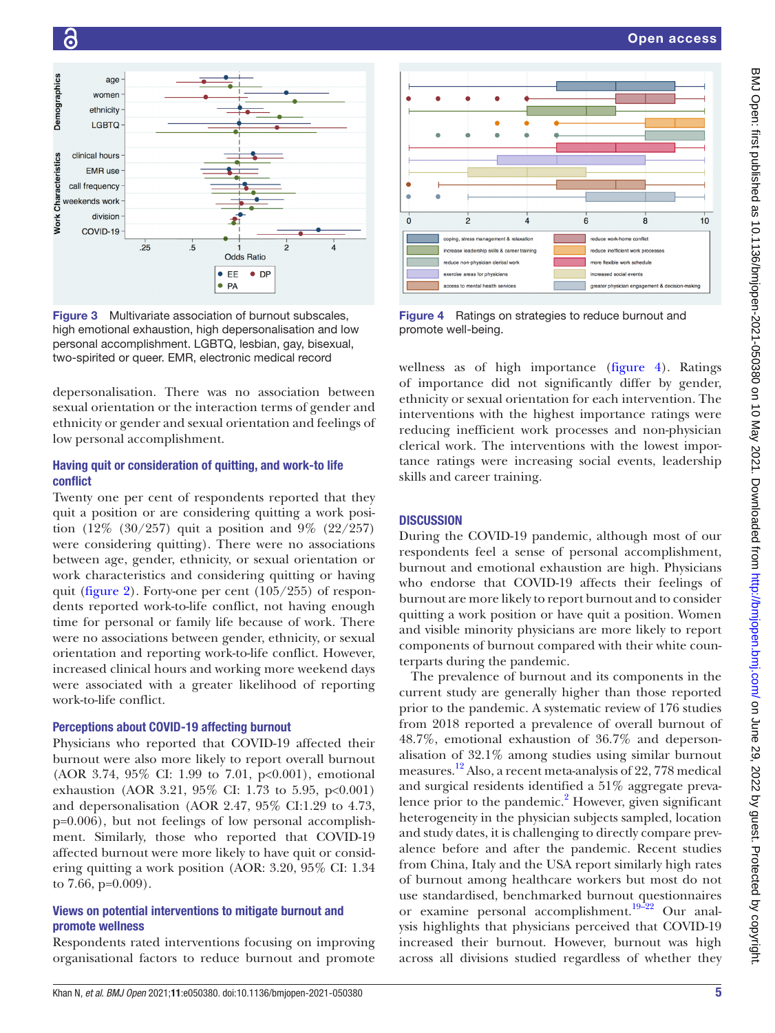Figure 3 Multivariate association of burnout subscales, high emotional exhaustion, high depersonalisation and low personal accomplishment. LGBTQ, lesbian, gay, bisexual, two-spirited or queer. EMR, electronic medical record

Figure 4 Ratings on strategies to reduce burnout and promote well-being.

depersonalisation. There was no association between sexual orientation or the interaction terms of gender and ethnicity or gender and sexual orientation and feelings of low personal accomplishment.

### Having quit or consideration of quitting, and work-to life conflict

Twenty one per cent of respondents reported that they quit a position or are considering quitting a work position (12% (30/257) quit a position and 9% (22/257) were considering quitting). There were no associations between age, gender, ethnicity, or sexual orientation or work characteristics and considering quitting or having quit (figure 2). Forty-one per cent (105/255) of respondents reported work-to-life conflict, not having enough time for personal or family life because of work. There were no associations between gender, ethnicity, or sexual orientation and reporting work-to-life conflict. However, increased clinical hours and working more weekend days were associated with a greater likelihood of reporting work-to-life conflict.

### Perceptions about COVID-19 affecting burnout

Physicians who reported that COVID-19 affected their burnout were also more likely to report overall burnout (AOR 3.74, 95% CI: 1.99 to 7.01, p<0.001), emotional exhaustion (AOR 3.21, 95% CI: 1.73 to 5.95, p<0.001) and depersonalisation (AOR 2.47, 95% CI:1.29 to 4.73, p=0.006), but not feelings of low personal accomplishment. Similarly, those who reported that COVID-19 affected burnout were more likely to have quit or considering quitting a work position (AOR: 3.20, 95% CI: 1.34 to 7.66, p=0.009).

### Views on potential interventions to mitigate burnout and promote wellness

Respondents rated interventions focusing on improving organisational factors to reduce burnout and promote wellness as of high importance (figure 4). Ratings of importance did not significantly differ by gender, ethnicity or sexual orientation for each intervention. The interventions with the highest importance ratings were reducing inefficient work processes and non-physician clerical work. The interventions with the lowest importance ratings were increasing social events, leadership skills and career training.

## DISCUSSION

During the COVID-19 pandemic, although most of our respondents feel a sense of personal accomplishment, burnout and emotional exhaustion are high. Physicians who endorse that COVID-19 affects their feelings of burnout are more likely to report burnout and to consider quitting a work position or have quit a position. Women and visible minority physicians are more likely to report components of burnout compared with their white counterparts during the pandemic.

The prevalence of burnout and its components in the current study are generally higher than those reported prior to the pandemic. A systematic review of 176 studies from 2018 reported a prevalence of overall burnout of 48.7%, emotional exhaustion of 36.7% and depersonalisation of 32.1% among studies using similar burnout measures.[12] Also, a recent meta-analysis of 22, 778 medical and surgical residents identified a 51% aggregate prevalence prior to the pandemic.[2] However, given significant heterogeneity in the physician subjects sampled, location and study dates, it is challenging to directly compare prevalence before and after the pandemic. Recent studies from China, Italy and the USA report similarly high rates of burnout among healthcare workers but most do not use standardised, benchmarked burnout questionnaires or examine personal accomplishment.[19–22] Our analysis highlights that physicians perceived that COVID-19 increased their burnout. However, burnout was high across all divisions studied regardless of whether they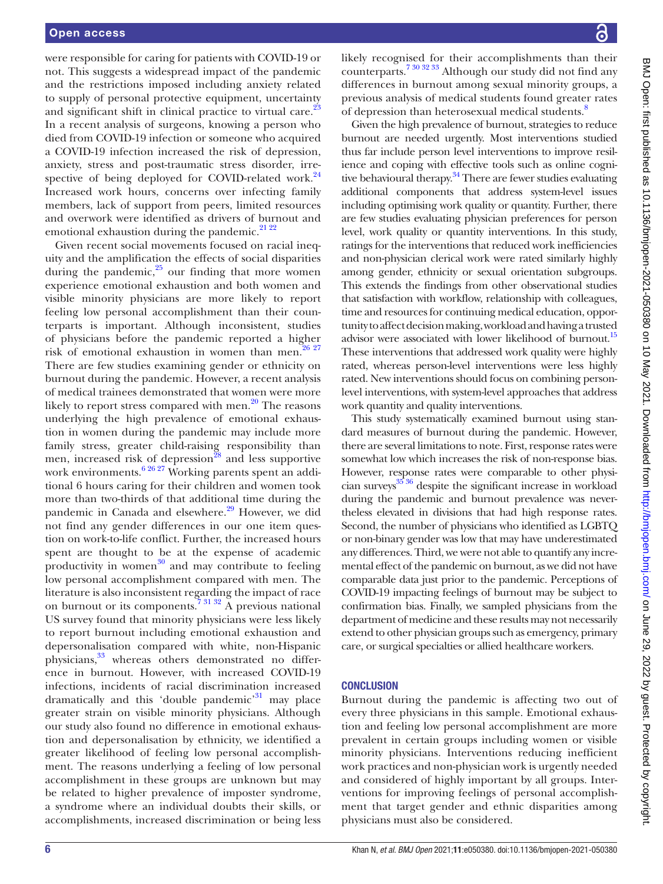were responsible for caring for patients with COVID-19 or not. This suggests a widespread impact of the pandemic and the restrictions imposed including anxiety related to supply of personal protective equipment, uncertainty and significant shift in clinical practice to virtual care.[23] In a recent analysis of surgeons, knowing a person who died from COVID-19 infection or someone who acquired a COVID-19 infection increased the risk of depression, anxiety, stress and post-traumatic stress disorder, irrespective of being deployed for COVID-related work.[24] Increased work hours, concerns over infecting family members, lack of support from peers, limited resources and overwork were identified as drivers of burnout and emotional exhaustion during the pandemic.[21 22]

Given recent social movements focused on racial inequity and the amplification the effects of social disparities during the pandemic,[25] our finding that more women experience emotional exhaustion and both women and visible minority physicians are more likely to report feeling low personal accomplishment than their counterparts is important. Although inconsistent, studies of physicians before the pandemic reported a higher risk of emotional exhaustion in women than men.[26 27] There are few studies examining gender or ethnicity on burnout during the pandemic. However, a recent analysis of medical trainees demonstrated that women were more likely to report stress compared with men.[20] The reasons underlying the high prevalence of emotional exhaustion in women during the pandemic may include more family stress, greater child-raising responsibility than men, increased risk of depression[28] and less supportive work environments.[6 26 27] Working parents spent an additional 6 hours caring for their children and women took more than two-thirds of that additional time during the pandemic in Canada and elsewhere.[29] However, we did not find any gender differences in our one item question on work-to-life conflict. Further, the increased hours spent are thought to be at the expense of academic productivity in women[30] and may contribute to feeling low personal accomplishment compared with men. The literature is also inconsistent regarding the impact of race on burnout or its components.[7 31 32] A previous national US survey found that minority physicians were less likely to report burnout including emotional exhaustion and depersonalisation compared with white, non-Hispanic physicians,[33] whereas others demonstrated no difference in burnout. However, with increased COVID-19 infections, incidents of racial discrimination increased dramatically and this 'double pandemic'[31] may place greater strain on visible minority physicians. Although our study also found no difference in emotional exhaustion and depersonalisation by ethnicity, we identified a greater likelihood of feeling low personal accomplishment. The reasons underlying a feeling of low personal accomplishment in these groups are unknown but may be related to higher prevalence of imposter syndrome, a syndrome where an individual doubts their skills, or accomplishments, increased discrimination or being less likely recognised for their accomplishments than their counterparts.[7 30 32 33] Although our study did not find any differences in burnout among sexual minority groups, a previous analysis of medical students found greater rates of depression than heterosexual medical students.[8]

Given the high prevalence of burnout, strategies to reduce burnout are needed urgently. Most interventions studied thus far include person level interventions to improve resilience and coping with effective tools such as online cognitive behavioural therapy.[34] There are fewer studies evaluating additional components that address system-level issues including optimising work quality or quantity. Further, there are few studies evaluating physician preferences for person level, work quality or quantity interventions. In this study, ratings for the interventions that reduced work inefficiencies and non-physician clerical work were rated similarly highly among gender, ethnicity or sexual orientation subgroups. This extends the findings from other observational studies that satisfaction with workflow, relationship with colleagues, time and resources for continuing medical education, opportunity to affect decision making, workload and having a trusted advisor were associated with lower likelihood of burnout.[15] These interventions that addressed work quality were highly rated, whereas person-level interventions were less highly rated. New interventions should focus on combining person-level interventions, with system-level approaches that address work quantity and quality interventions.

This study systematically examined burnout using standard measures of burnout during the pandemic. However, there are several limitations to note. First, response rates were somewhat low which increases the risk of non-response bias. However, response rates were comparable to other physician surveys[35 36] despite the significant increase in workload during the pandemic and burnout prevalence was nevertheless elevated in divisions that had high response rates. Second, the number of physicians who identified as LGBTQ or non-binary gender was low that may have underestimated any differences. Third, we were not able to quantify any incremental effect of the pandemic on burnout, as we did not have comparable data just prior to the pandemic. Perceptions of COVID-19 impacting feelings of burnout may be subject to confirmation bias. Finally, we sampled physicians from the department of medicine and these results may not necessarily extend to other physician groups such as emergency, primary care, or surgical specialties or allied healthcare workers.

## CONCLUSION

Burnout during the pandemic is affecting two out of every three physicians in this sample. Emotional exhaustion and feeling low personal accomplishment are more prevalent in certain groups including women or visible minority physicians. Interventions reducing inefficient work practices and non-physician work is urgently needed and considered of highly important by all groups. Interventions for improving feelings of personal accomplishment that target gender and ethnic disparities among physicians must also be considered.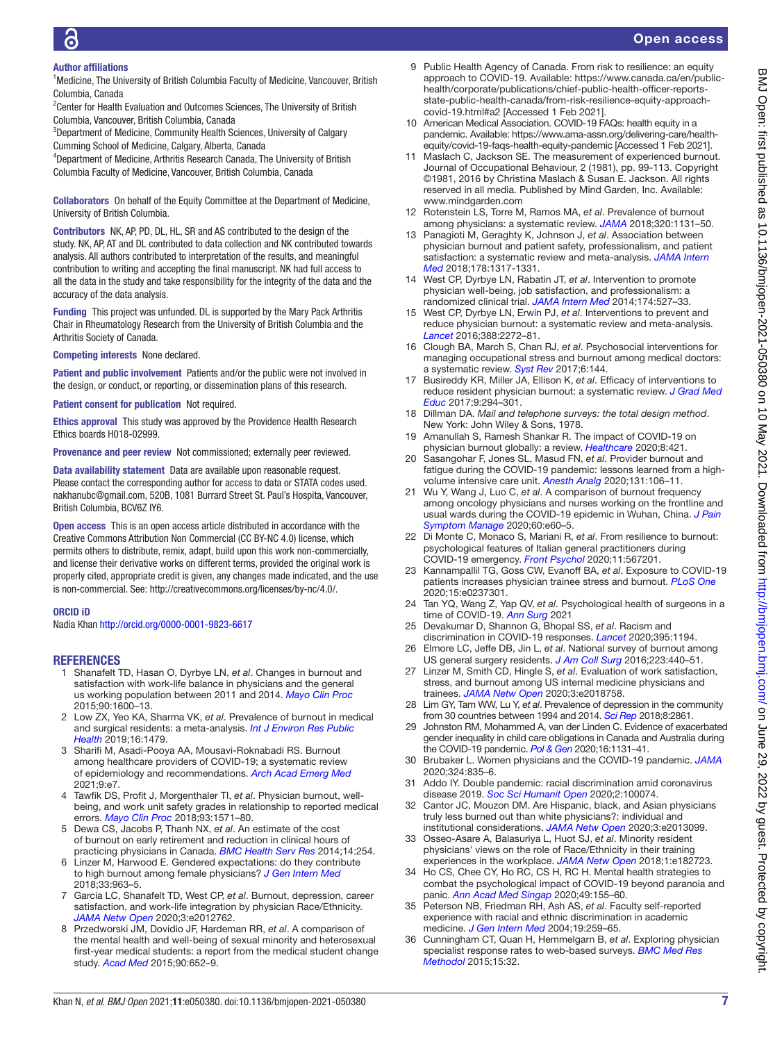**Author affiliations**

[1]Medicine, The University of British Columbia Faculty of Medicine, Vancouver, British Columbia, Canada

[2]Center for Health Evaluation and Outcomes Sciences, The University of British Columbia, Vancouver, British Columbia, Canada

[3]Department of Medicine, Community Health Sciences, University of Calgary Cumming School of Medicine, Calgary, Alberta, Canada

[4]Department of Medicine, Arthritis Research Canada, The University of British Columbia Faculty of Medicine, Vancouver, British Columbia, Canada

**Collaborators** On behalf of the Equity Committee at the Department of Medicine, University of British Columbia.

**Contributors** NK, AP, PD, DL, HL, SR and AS contributed to the design of the study. NK, AP, AT and DL contributed to data collection and NK contributed towards analysis. All authors contributed to interpretation of the results, and meaningful contribution to writing and accepting the final manuscript. NK had full access to all the data in the study and take responsibility for the integrity of the data and the accuracy of the data analysis.

**Funding** This project was unfunded. DL is supported by the Mary Pack Arthritis Chair in Rheumatology Research from the University of British Columbia and the Arthritis Society of Canada.

**Competing interests** None declared.

**Patient and public involvement** Patients and/or the public were not involved in the design, or conduct, or reporting, or dissemination plans of this research.

**Patient consent for publication** Not required.

**Ethics approval** This study was approved by the Providence Health Research Ethics boards H018-02999.

**Provenance and peer review** Not commissioned; externally peer reviewed.

**Data availability statement** Data are available upon reasonable request. Please contact the corresponding author for access to data or STATA codes used. nakhanubc@gmail.com, 520B, 1081 Burrard Street St. Paul's Hospita, Vancouver, British Columbia, BCV6Z IY6.

**Open access** This is an open access article distributed in accordance with the Creative Commons Attribution Non Commercial (CC BY-NC 4.0) license, which permits others to distribute, remix, adapt, build upon this work non-commercially, and license their derivative works on different terms, provided the original work is properly cited, appropriate credit is given, any changes made indicated, and the use is non-commercial. See: http://creativecommons.org/licenses/by-nc/4.0/.

**ORCID iD**

Nadia Khan http://orcid.org/0000-0001-9823-6617

## REFERENCES

1. Shanafelt TD, Hasan O, Dyrbye LN, *et al*. Changes in burnout and satisfaction with work-life balance in physicians and the general us working population between 2011 and 2014. *Mayo Clin Proc* 2015;90:1600–13.
2. Low ZX, Yeo KA, Sharma VK, *et al*. Prevalence of burnout in medical and surgical residents: a meta-analysis. *Int J Environ Res Public Health* 2019;16:1479.
3. Sharifi M, Asadi-Pooya AA, Mousavi-Roknabadi RS. Burnout among healthcare providers of COVID-19; a systematic review of epidemiology and recommendations. *Arch Acad Emerg Med* 2021;9:e7.
4. Tawfik DS, Profit J, Morgenthaler TI, *et al*. Physician burnout, well-being, and work unit safety grades in relationship to reported medical errors. *Mayo Clin Proc* 2018;93:1571–80.
5. Dewa CS, Jacobs P, Thanh NX, *et al*. An estimate of the cost of burnout on early retirement and reduction in clinical hours of practicing physicians in Canada. *BMC Health Serv Res* 2014;14:254.
6. Linzer M, Harwood E. Gendered expectations: do they contribute to high burnout among female physicians? *J Gen Intern Med* 2018;33:963–5.
7. Garcia LC, Shanafelt TD, West CP, *et al*. Burnout, depression, career satisfaction, and work-life integration by physician Race/Ethnicity. *JAMA Netw Open* 2020;3:e2012762.
8. Przedworski JM, Dovidio JF, Hardeman RR, *et al*. A comparison of the mental health and well-being of sexual minority and heterosexual first-year medical students: a report from the medical student change study. *Acad Med* 2015;90:652–9.
9. Public Health Agency of Canada. From risk to resilience: an equity approach to COVID-19. Available: https://www.canada.ca/en/public-health/corporate/publications/chief-public-health-officer-reports-state-public-health-canada/from-risk-resilience-equity-approach-covid-19.html#a2 [Accessed 1 Feb 2021].
10. American Medical Association. COVID-19 FAQs: health equity in a pandemic. Available: https://www.ama-assn.org/delivering-care/health-equity/covid-19-faqs-health-equity-pandemic [Accessed 1 Feb 2021].
11. Maslach C, Jackson SE. The measurement of experienced burnout. Journal of Occupational Behaviour, 2 (1981), pp. 99-113. Copyright ©1981, 2016 by Christina Maslach & Susan E. Jackson. All rights reserved in all media. Published by Mind Garden, Inc. Available: www.mindgarden.com
12. Rotenstein LS, Torre M, Ramos MA, *et al*. Prevalence of burnout among physicians: a systematic review. *JAMA* 2018;320:1131–50.
13. Panagioti M, Geraghty K, Johnson J, *et al*. Association between physician burnout and patient safety, professionalism, and patient satisfaction: a systematic review and meta-analysis. *JAMA Intern Med* 2018;178:1317-1331.
14. West CP, Dyrbye LN, Rabatin JT, *et al*. Intervention to promote physician well-being, job satisfaction, and professionalism: a randomized clinical trial. *JAMA Intern Med* 2014;174:527–33.
15. West CP, Dyrbye LN, Erwin PJ, *et al*. Interventions to prevent and reduce physician burnout: a systematic review and meta-analysis. *Lancet* 2016;388:2272–81.
16. Clough BA, March S, Chan RJ, *et al*. Psychosocial interventions for managing occupational stress and burnout among medical doctors: a systematic review. *Syst Rev* 2017;6:144.
17. Busireddy KR, Miller JA, Ellison K, *et al*. Efficacy of interventions to reduce resident physician burnout: a systematic review. *J Grad Med Educ* 2017;9:294–301.
18. Dillman DA. *Mail and telephone surveys: the total design method*. New York: John Wiley & Sons, 1978.
19. Amanullah S, Ramesh Shankar R. The impact of COVID-19 on physician burnout globally: a review. *Healthcare* 2020;8:421.
20. Sasangohar F, Jones SL, Masud FN, *et al*. Provider burnout and fatigue during the COVID-19 pandemic: lessons learned from a high-volume intensive care unit. *Anesth Analg* 2020;131:106–11.
21. Wu Y, Wang J, Luo C, *et al*. A comparison of burnout frequency among oncology physicians and nurses working on the frontline and usual wards during the COVID-19 epidemic in Wuhan, China. *J Pain Symptom Manage* 2020;60:e60–5.
22. Di Monte C, Monaco S, Mariani R, *et al*. From resilience to burnout: psychological features of Italian general practitioners during COVID-19 emergency. *Front Psychol* 2020;11:567201.
23. Kannampallil TG, Goss CW, Evanoff BA, *et al*. Exposure to COVID-19 patients increases physician trainee stress and burnout. *PLoS One* 2020;15:e0237301.
24. Tan YQ, Wang Z, Yap QV, *et al*. Psychological health of surgeons in a time of COVID-19. *Ann Surg* 2021
25. Devakumar D, Shannon G, Bhopal SS, *et al*. Racism and discrimination in COVID-19 responses. *Lancet* 2020;395:1194.
26. Elmore LC, Jeffe DB, Jin L, *et al*. National survey of burnout among US general surgery residents. *J Am Coll Surg* 2016;223:440–51.
27. Linzer M, Smith CD, Hingle S, *et al*. Evaluation of work satisfaction, stress, and burnout among US internal medicine physicians and trainees. *JAMA Netw Open* 2020;3:e2018758.
28. Lim GY, Tam WW, Lu Y, *et al*. Prevalence of depression in the community from 30 countries between 1994 and 2014. *Sci Rep* 2018;8:2861.
29. Johnston RM, Mohammed A, van der Linden C. Evidence of exacerbated gender inequality in child care obligations in Canada and Australia during the COVID-19 pandemic. *Pol & Gen* 2020;16:1131–41.
30. Brubaker L. Women physicians and the COVID-19 pandemic. *JAMA* 2020;324:835–6.
31. Addo IY. Double pandemic: racial discrimination amid coronavirus disease 2019. *Soc Sci Humanit Open* 2020;2:100074.
32. Cantor JC, Mouzon DM. Are Hispanic, black, and Asian physicians truly less burned out than white physicians?: individual and institutional considerations. *JAMA Netw Open* 2020;3:e2013099.
33. Osseo-Asare A, Balasuriya L, Huot SJ, *et al*. Minority resident physicians' views on the role of Race/Ethnicity in their training experiences in the workplace. *JAMA Netw Open* 2018;1:e182723.
34. Ho CS, Chee CY, Ho RC, CS H, RC H. Mental health strategies to combat the psychological impact of COVID-19 beyond paranoia and panic. *Ann Acad Med Singap* 2020;49:155–60.
35. Peterson NB, Friedman RH, Ash AS, *et al*. Faculty self-reported experience with racial and ethnic discrimination in academic medicine. *J Gen Intern Med* 2004;19:259–65.
36. Cunningham CT, Quan H, Hemmelgarn B, *et al*. Exploring physician specialist response rates to web-based surveys. *BMC Med Res Methodol* 2015;15:32.